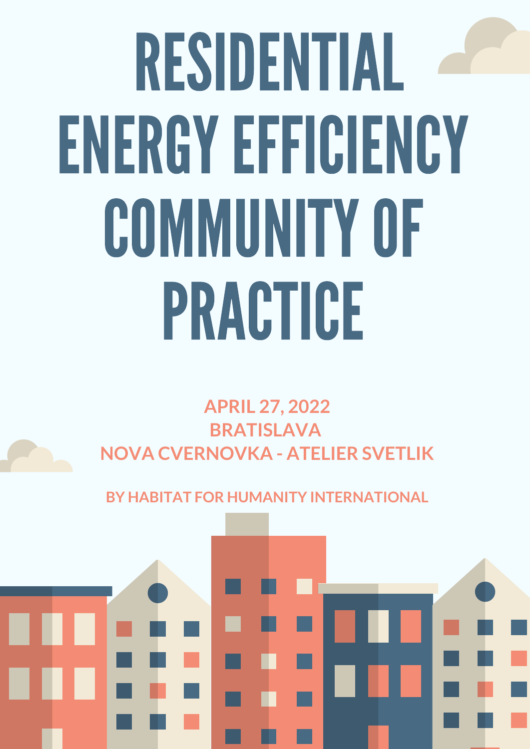# RESIDENTIAL ENERGY EFFICIENCY COMMUNITY OF PRACTICE

**APRIL 27, 2022**
**BRATISLAVA**
**NOVA CVERNOVKA - ATELIER SVETLIK**

**BY HABITAT FOR HUMANITY INTERNATIONAL**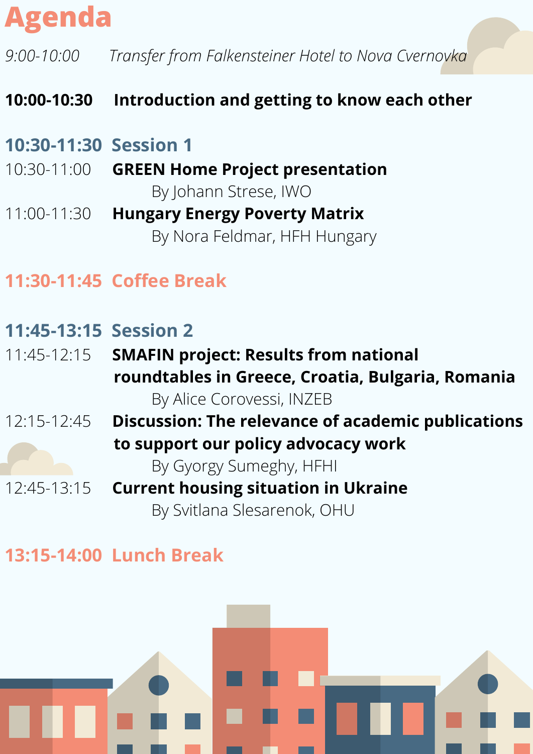# Agenda

*9:00-10:00 Transfer from Falkensteiner Hotel to Nova Cvernovka*

**10:00-10:30 Introduction and getting to know each other**

## 10:30-11:30 Session 1

10:30-11:00 **GREEN Home Project presentation**
By Johann Strese, IWO

11:00-11:30 **Hungary Energy Poverty Matrix**
By Nora Feldmar, HFH Hungary

## 11:30-11:45 Coffee Break

## 11:45-13:15 Session 2

11:45-12:15 **SMAFIN project: Results from national roundtables in Greece, Croatia, Bulgaria, Romania**
By Alice Corovessi, INZEB

12:15-12:45 **Discussion: The relevance of academic publications to support our policy advocacy work**
By Gyorgy Sumeghy, HFHI

12:45-13:15 **Current housing situation in Ukraine**
By Svitlana Slesarenok, OHU

## 13:15-14:00 Lunch Break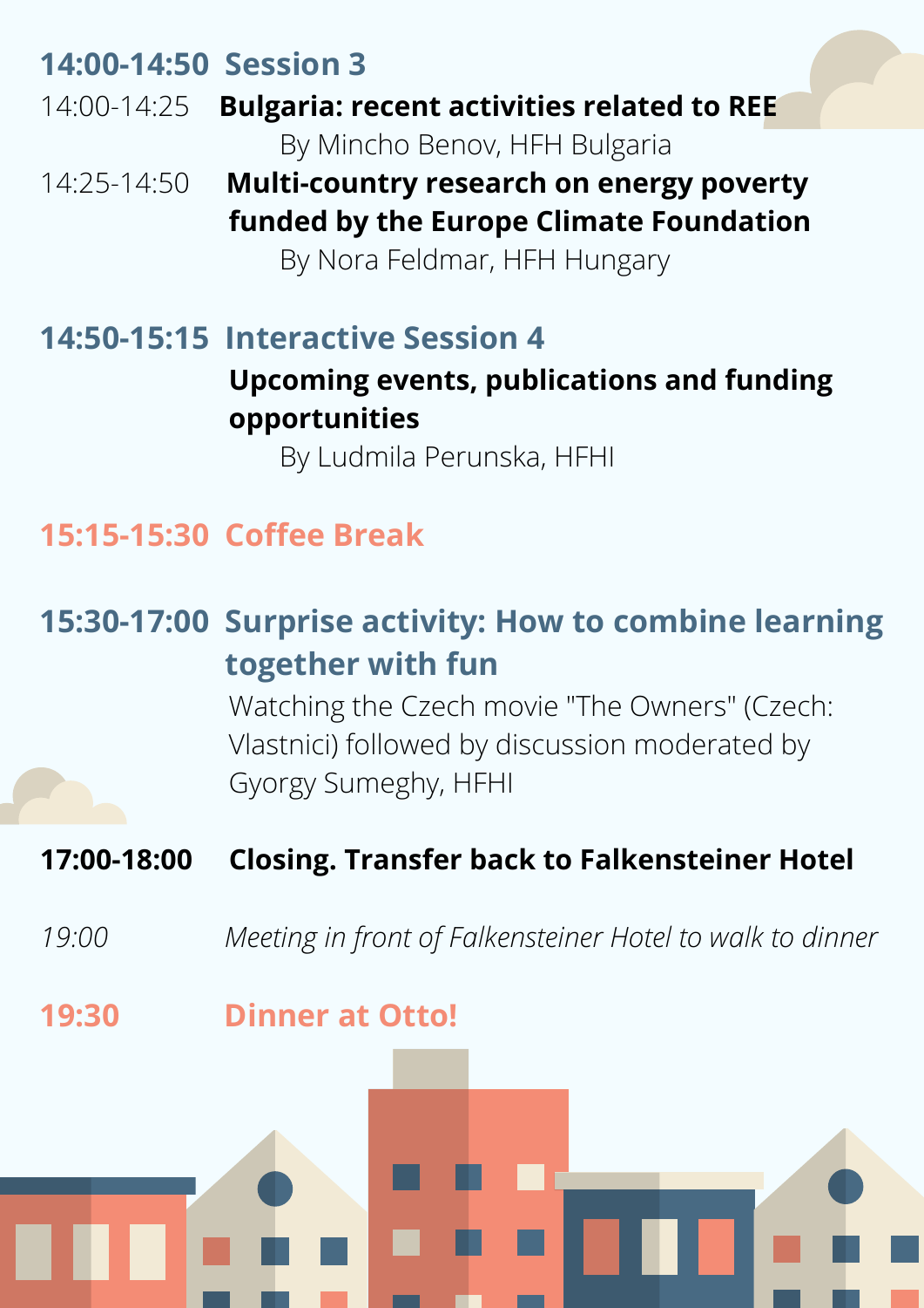## 14:00-14:50 Session 3

14:00-14:25 **Bulgaria: recent activities related to REE**
By Mincho Benov, HFH Bulgaria

14:25-14:50 **Multi-country research on energy poverty funded by the Europe Climate Foundation**
By Nora Feldmar, HFH Hungary

## 14:50-15:15 Interactive Session 4

**Upcoming events, publications and funding opportunities**
By Ludmila Perunska, HFHI

## 15:15-15:30 Coffee Break

## 15:30-17:00 Surprise activity: How to combine learning together with fun

Watching the Czech movie "The Owners" (Czech: Vlastnici) followed by discussion moderated by Gyorgy Sumeghy, HFHI

**17:00-18:00 Closing. Transfer back to Falkensteiner Hotel**

*19:00 Meeting in front of Falkensteiner Hotel to walk to dinner*

## 19:30 Dinner at Otto!